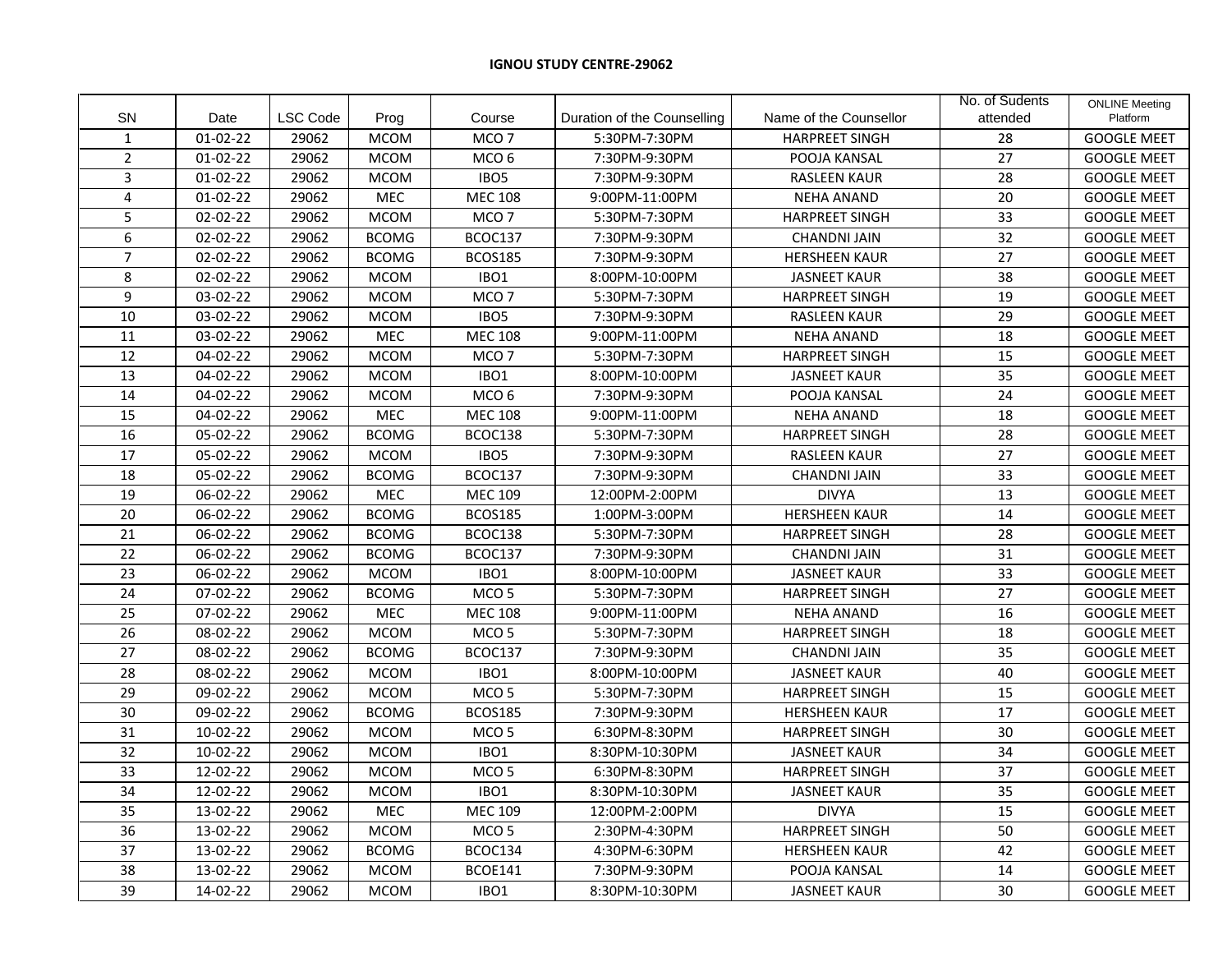**IGNOU STUDY CENTRE-29062**

| SN | Date | LSC Code | Prog | Course | Duration of the Counselling | Name of the Counsellor | No. of Sudents attended | ONLINE Meeting Platform |
|---|---|---|---|---|---|---|---|---|
| 1 | 01-02-22 | 29062 | MCOM | MCO 7 | 5:30PM-7:30PM | HARPREET SINGH | 28 | GOOGLE MEET |
| 2 | 01-02-22 | 29062 | MCOM | MCO 6 | 7:30PM-9:30PM | POOJA KANSAL | 27 | GOOGLE MEET |
| 3 | 01-02-22 | 29062 | MCOM | IBO5 | 7:30PM-9:30PM | RASLEEN KAUR | 28 | GOOGLE MEET |
| 4 | 01-02-22 | 29062 | MEC | MEC 108 | 9:00PM-11:00PM | NEHA ANAND | 20 | GOOGLE MEET |
| 5 | 02-02-22 | 29062 | MCOM | MCO 7 | 5:30PM-7:30PM | HARPREET SINGH | 33 | GOOGLE MEET |
| 6 | 02-02-22 | 29062 | BCOMG | BCOC137 | 7:30PM-9:30PM | CHANDNI JAIN | 32 | GOOGLE MEET |
| 7 | 02-02-22 | 29062 | BCOMG | BCOS185 | 7:30PM-9:30PM | HERSHEEN KAUR | 27 | GOOGLE MEET |
| 8 | 02-02-22 | 29062 | MCOM | IBO1 | 8:00PM-10:00PM | JASNEET KAUR | 38 | GOOGLE MEET |
| 9 | 03-02-22 | 29062 | MCOM | MCO 7 | 5:30PM-7:30PM | HARPREET SINGH | 19 | GOOGLE MEET |
| 10 | 03-02-22 | 29062 | MCOM | IBO5 | 7:30PM-9:30PM | RASLEEN KAUR | 29 | GOOGLE MEET |
| 11 | 03-02-22 | 29062 | MEC | MEC 108 | 9:00PM-11:00PM | NEHA ANAND | 18 | GOOGLE MEET |
| 12 | 04-02-22 | 29062 | MCOM | MCO 7 | 5:30PM-7:30PM | HARPREET SINGH | 15 | GOOGLE MEET |
| 13 | 04-02-22 | 29062 | MCOM | IBO1 | 8:00PM-10:00PM | JASNEET KAUR | 35 | GOOGLE MEET |
| 14 | 04-02-22 | 29062 | MCOM | MCO 6 | 7:30PM-9:30PM | POOJA KANSAL | 24 | GOOGLE MEET |
| 15 | 04-02-22 | 29062 | MEC | MEC 108 | 9:00PM-11:00PM | NEHA ANAND | 18 | GOOGLE MEET |
| 16 | 05-02-22 | 29062 | BCOMG | BCOC138 | 5:30PM-7:30PM | HARPREET SINGH | 28 | GOOGLE MEET |
| 17 | 05-02-22 | 29062 | MCOM | IBO5 | 7:30PM-9:30PM | RASLEEN KAUR | 27 | GOOGLE MEET |
| 18 | 05-02-22 | 29062 | BCOMG | BCOC137 | 7:30PM-9:30PM | CHANDNI JAIN | 33 | GOOGLE MEET |
| 19 | 06-02-22 | 29062 | MEC | MEC 109 | 12:00PM-2:00PM | DIVYA | 13 | GOOGLE MEET |
| 20 | 06-02-22 | 29062 | BCOMG | BCOS185 | 1:00PM-3:00PM | HERSHEEN KAUR | 14 | GOOGLE MEET |
| 21 | 06-02-22 | 29062 | BCOMG | BCOC138 | 5:30PM-7:30PM | HARPREET SINGH | 28 | GOOGLE MEET |
| 22 | 06-02-22 | 29062 | BCOMG | BCOC137 | 7:30PM-9:30PM | CHANDNI JAIN | 31 | GOOGLE MEET |
| 23 | 06-02-22 | 29062 | MCOM | IBO1 | 8:00PM-10:00PM | JASNEET KAUR | 33 | GOOGLE MEET |
| 24 | 07-02-22 | 29062 | BCOMG | MCO 5 | 5:30PM-7:30PM | HARPREET SINGH | 27 | GOOGLE MEET |
| 25 | 07-02-22 | 29062 | MEC | MEC 108 | 9:00PM-11:00PM | NEHA ANAND | 16 | GOOGLE MEET |
| 26 | 08-02-22 | 29062 | MCOM | MCO 5 | 5:30PM-7:30PM | HARPREET SINGH | 18 | GOOGLE MEET |
| 27 | 08-02-22 | 29062 | BCOMG | BCOC137 | 7:30PM-9:30PM | CHANDNI JAIN | 35 | GOOGLE MEET |
| 28 | 08-02-22 | 29062 | MCOM | IBO1 | 8:00PM-10:00PM | JASNEET KAUR | 40 | GOOGLE MEET |
| 29 | 09-02-22 | 29062 | MCOM | MCO 5 | 5:30PM-7:30PM | HARPREET SINGH | 15 | GOOGLE MEET |
| 30 | 09-02-22 | 29062 | BCOMG | BCOS185 | 7:30PM-9:30PM | HERSHEEN KAUR | 17 | GOOGLE MEET |
| 31 | 10-02-22 | 29062 | MCOM | MCO 5 | 6:30PM-8:30PM | HARPREET SINGH | 30 | GOOGLE MEET |
| 32 | 10-02-22 | 29062 | MCOM | IBO1 | 8:30PM-10:30PM | JASNEET KAUR | 34 | GOOGLE MEET |
| 33 | 12-02-22 | 29062 | MCOM | MCO 5 | 6:30PM-8:30PM | HARPREET SINGH | 37 | GOOGLE MEET |
| 34 | 12-02-22 | 29062 | MCOM | IBO1 | 8:30PM-10:30PM | JASNEET KAUR | 35 | GOOGLE MEET |
| 35 | 13-02-22 | 29062 | MEC | MEC 109 | 12:00PM-2:00PM | DIVYA | 15 | GOOGLE MEET |
| 36 | 13-02-22 | 29062 | MCOM | MCO 5 | 2:30PM-4:30PM | HARPREET SINGH | 50 | GOOGLE MEET |
| 37 | 13-02-22 | 29062 | BCOMG | BCOC134 | 4:30PM-6:30PM | HERSHEEN KAUR | 42 | GOOGLE MEET |
| 38 | 13-02-22 | 29062 | MCOM | BCOE141 | 7:30PM-9:30PM | POOJA KANSAL | 14 | GOOGLE MEET |
| 39 | 14-02-22 | 29062 | MCOM | IBO1 | 8:30PM-10:30PM | JASNEET KAUR | 30 | GOOGLE MEET |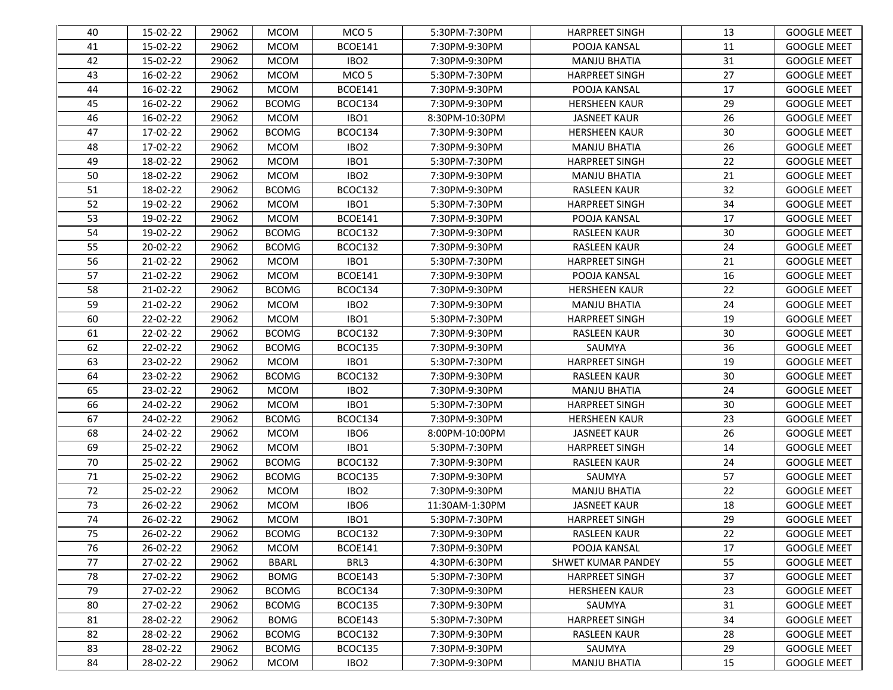| | | | | | | | | |
|---|---|---|---|---|---|---|---|---|
| 40 | 15-02-22 | 29062 | MCOM | MCO 5 | 5:30PM-7:30PM | HARPREET SINGH | 13 | GOOGLE MEET |
| 41 | 15-02-22 | 29062 | MCOM | BCOE141 | 7:30PM-9:30PM | POOJA KANSAL | 11 | GOOGLE MEET |
| 42 | 15-02-22 | 29062 | MCOM | IBO2 | 7:30PM-9:30PM | MANJU BHATIA | 31 | GOOGLE MEET |
| 43 | 16-02-22 | 29062 | MCOM | MCO 5 | 5:30PM-7:30PM | HARPREET SINGH | 27 | GOOGLE MEET |
| 44 | 16-02-22 | 29062 | MCOM | BCOE141 | 7:30PM-9:30PM | POOJA KANSAL | 17 | GOOGLE MEET |
| 45 | 16-02-22 | 29062 | BCOMG | BCOC134 | 7:30PM-9:30PM | HERSHEEN KAUR | 29 | GOOGLE MEET |
| 46 | 16-02-22 | 29062 | MCOM | IBO1 | 8:30PM-10:30PM | JASNEET KAUR | 26 | GOOGLE MEET |
| 47 | 17-02-22 | 29062 | BCOMG | BCOC134 | 7:30PM-9:30PM | HERSHEEN KAUR | 30 | GOOGLE MEET |
| 48 | 17-02-22 | 29062 | MCOM | IBO2 | 7:30PM-9:30PM | MANJU BHATIA | 26 | GOOGLE MEET |
| 49 | 18-02-22 | 29062 | MCOM | IBO1 | 5:30PM-7:30PM | HARPREET SINGH | 22 | GOOGLE MEET |
| 50 | 18-02-22 | 29062 | MCOM | IBO2 | 7:30PM-9:30PM | MANJU BHATIA | 21 | GOOGLE MEET |
| 51 | 18-02-22 | 29062 | BCOMG | BCOC132 | 7:30PM-9:30PM | RASLEEN KAUR | 32 | GOOGLE MEET |
| 52 | 19-02-22 | 29062 | MCOM | IBO1 | 5:30PM-7:30PM | HARPREET SINGH | 34 | GOOGLE MEET |
| 53 | 19-02-22 | 29062 | MCOM | BCOE141 | 7:30PM-9:30PM | POOJA KANSAL | 17 | GOOGLE MEET |
| 54 | 19-02-22 | 29062 | BCOMG | BCOC132 | 7:30PM-9:30PM | RASLEEN KAUR | 30 | GOOGLE MEET |
| 55 | 20-02-22 | 29062 | BCOMG | BCOC132 | 7:30PM-9:30PM | RASLEEN KAUR | 24 | GOOGLE MEET |
| 56 | 21-02-22 | 29062 | MCOM | IBO1 | 5:30PM-7:30PM | HARPREET SINGH | 21 | GOOGLE MEET |
| 57 | 21-02-22 | 29062 | MCOM | BCOE141 | 7:30PM-9:30PM | POOJA KANSAL | 16 | GOOGLE MEET |
| 58 | 21-02-22 | 29062 | BCOMG | BCOC134 | 7:30PM-9:30PM | HERSHEEN KAUR | 22 | GOOGLE MEET |
| 59 | 21-02-22 | 29062 | MCOM | IBO2 | 7:30PM-9:30PM | MANJU BHATIA | 24 | GOOGLE MEET |
| 60 | 22-02-22 | 29062 | MCOM | IBO1 | 5:30PM-7:30PM | HARPREET SINGH | 19 | GOOGLE MEET |
| 61 | 22-02-22 | 29062 | BCOMG | BCOC132 | 7:30PM-9:30PM | RASLEEN KAUR | 30 | GOOGLE MEET |
| 62 | 22-02-22 | 29062 | BCOMG | BCOC135 | 7:30PM-9:30PM | SAUMYA | 36 | GOOGLE MEET |
| 63 | 23-02-22 | 29062 | MCOM | IBO1 | 5:30PM-7:30PM | HARPREET SINGH | 19 | GOOGLE MEET |
| 64 | 23-02-22 | 29062 | BCOMG | BCOC132 | 7:30PM-9:30PM | RASLEEN KAUR | 30 | GOOGLE MEET |
| 65 | 23-02-22 | 29062 | MCOM | IBO2 | 7:30PM-9:30PM | MANJU BHATIA | 24 | GOOGLE MEET |
| 66 | 24-02-22 | 29062 | MCOM | IBO1 | 5:30PM-7:30PM | HARPREET SINGH | 30 | GOOGLE MEET |
| 67 | 24-02-22 | 29062 | BCOMG | BCOC134 | 7:30PM-9:30PM | HERSHEEN KAUR | 23 | GOOGLE MEET |
| 68 | 24-02-22 | 29062 | MCOM | IBO6 | 8:00PM-10:00PM | JASNEET KAUR | 26 | GOOGLE MEET |
| 69 | 25-02-22 | 29062 | MCOM | IBO1 | 5:30PM-7:30PM | HARPREET SINGH | 14 | GOOGLE MEET |
| 70 | 25-02-22 | 29062 | BCOMG | BCOC132 | 7:30PM-9:30PM | RASLEEN KAUR | 24 | GOOGLE MEET |
| 71 | 25-02-22 | 29062 | BCOMG | BCOC135 | 7:30PM-9:30PM | SAUMYA | 57 | GOOGLE MEET |
| 72 | 25-02-22 | 29062 | MCOM | IBO2 | 7:30PM-9:30PM | MANJU BHATIA | 22 | GOOGLE MEET |
| 73 | 26-02-22 | 29062 | MCOM | IBO6 | 11:30AM-1:30PM | JASNEET KAUR | 18 | GOOGLE MEET |
| 74 | 26-02-22 | 29062 | MCOM | IBO1 | 5:30PM-7:30PM | HARPREET SINGH | 29 | GOOGLE MEET |
| 75 | 26-02-22 | 29062 | BCOMG | BCOC132 | 7:30PM-9:30PM | RASLEEN KAUR | 22 | GOOGLE MEET |
| 76 | 26-02-22 | 29062 | MCOM | BCOE141 | 7:30PM-9:30PM | POOJA KANSAL | 17 | GOOGLE MEET |
| 77 | 27-02-22 | 29062 | BBARL | BRL3 | 4:30PM-6:30PM | SHWET KUMAR PANDEY | 55 | GOOGLE MEET |
| 78 | 27-02-22 | 29062 | BOMG | BCOE143 | 5:30PM-7:30PM | HARPREET SINGH | 37 | GOOGLE MEET |
| 79 | 27-02-22 | 29062 | BCOMG | BCOC134 | 7:30PM-9:30PM | HERSHEEN KAUR | 23 | GOOGLE MEET |
| 80 | 27-02-22 | 29062 | BCOMG | BCOC135 | 7:30PM-9:30PM | SAUMYA | 31 | GOOGLE MEET |
| 81 | 28-02-22 | 29062 | BOMG | BCOE143 | 5:30PM-7:30PM | HARPREET SINGH | 34 | GOOGLE MEET |
| 82 | 28-02-22 | 29062 | BCOMG | BCOC132 | 7:30PM-9:30PM | RASLEEN KAUR | 28 | GOOGLE MEET |
| 83 | 28-02-22 | 29062 | BCOMG | BCOC135 | 7:30PM-9:30PM | SAUMYA | 29 | GOOGLE MEET |
| 84 | 28-02-22 | 29062 | MCOM | IBO2 | 7:30PM-9:30PM | MANJU BHATIA | 15 | GOOGLE MEET |